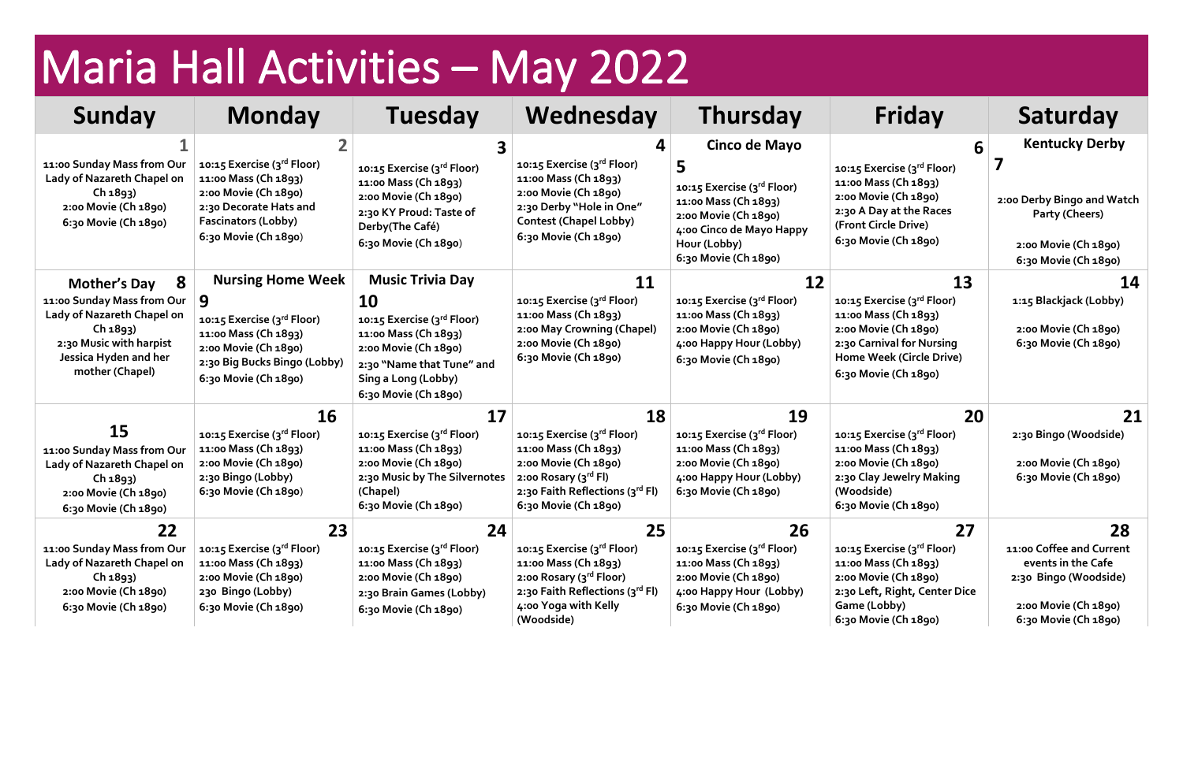# Maria Hall Activities – May 2022

| Sunday | Monday | Tuesday | Wednesday | Thursday | Friday | Saturday |
|---|---|---|---|---|---|---|
| **1**<br>11:00 Sunday Mass from Our Lady of Nazareth Chapel on Ch 1893)<br>2:00 Movie (Ch 1890)<br>6:30 Movie (Ch 1890) | **2**<br>10:15 Exercise (3rd Floor)<br>11:00 Mass (Ch 1893)<br>2:00 Movie (Ch 1890)<br>2:30 Decorate Hats and Fascinators (Lobby)<br>6:30 Movie (Ch 1890) | **3**<br>10:15 Exercise (3rd Floor)<br>11:00 Mass (Ch 1893)<br>2:00 Movie (Ch 1890)<br>2:30 KY Proud: Taste of Derby(The Café)<br>6:30 Movie (Ch 1890) | **4**<br>10:15 Exercise (3rd Floor)<br>11:00 Mass (Ch 1893)<br>2:00 Movie (Ch 1890)<br>2:30 Derby "Hole in One" Contest (Chapel Lobby)<br>6:30 Movie (Ch 1890) | **Cinco de Mayo**<br>**5**<br>10:15 Exercise (3rd Floor)<br>11:00 Mass (Ch 1893)<br>2:00 Movie (Ch 1890)<br>4:00 Cinco de Mayo Happy Hour (Lobby)<br>6:30 Movie (Ch 1890) | **6**<br>10:15 Exercise (3rd Floor)<br>11:00 Mass (Ch 1893)<br>2:00 Movie (Ch 1890)<br>2:30 A Day at the Races (Front Circle Drive)<br>6:30 Movie (Ch 1890) | **Kentucky Derby**<br>**7**<br>2:00 Derby Bingo and Watch Party (Cheers)<br>2:00 Movie (Ch 1890)<br>6:30 Movie (Ch 1890) |
| **Mother's Day 8**<br>11:00 Sunday Mass from Our Lady of Nazareth Chapel on Ch 1893)<br>2:30 Music with harpist Jessica Hyden and her mother (Chapel) | **Nursing Home Week**<br>**9**<br>10:15 Exercise (3rd Floor)<br>11:00 Mass (Ch 1893)<br>2:00 Movie (Ch 1890)<br>2:30 Big Bucks Bingo (Lobby)<br>6:30 Movie (Ch 1890) | **Music Trivia Day**<br>**10**<br>10:15 Exercise (3rd Floor)<br>11:00 Mass (Ch 1893)<br>2:00 Movie (Ch 1890)<br>2:30 "Name that Tune" and Sing a Long (Lobby)<br>6:30 Movie (Ch 1890) | **11**<br>10:15 Exercise (3rd Floor)<br>11:00 Mass (Ch 1893)<br>2:00 May Crowning (Chapel)<br>2:00 Movie (Ch 1890)<br>6:30 Movie (Ch 1890) | **12**<br>10:15 Exercise (3rd Floor)<br>11:00 Mass (Ch 1893)<br>2:00 Movie (Ch 1890)<br>4:00 Happy Hour (Lobby)<br>6:30 Movie (Ch 1890) | **13**<br>10:15 Exercise (3rd Floor)<br>11:00 Mass (Ch 1893)<br>2:00 Movie (Ch 1890)<br>2:30 Carnival for Nursing Home Week (Circle Drive)<br>6:30 Movie (Ch 1890) | **14**<br>1:15 Blackjack (Lobby)<br>2:00 Movie (Ch 1890)<br>6:30 Movie (Ch 1890) |
| **15**<br>11:00 Sunday Mass from Our Lady of Nazareth Chapel on Ch 1893)<br>2:00 Movie (Ch 1890)<br>6:30 Movie (Ch 1890) | **16**<br>10:15 Exercise (3rd Floor)<br>11:00 Mass (Ch 1893)<br>2:00 Movie (Ch 1890)<br>2:30 Bingo (Lobby)<br>6:30 Movie (Ch 1890) | **17**<br>10:15 Exercise (3rd Floor)<br>11:00 Mass (Ch 1893)<br>2:00 Movie (Ch 1890)<br>2:30 Music by The Silvernotes (Chapel)<br>6:30 Movie (Ch 1890) | **18**<br>10:15 Exercise (3rd Floor)<br>11:00 Mass (Ch 1893)<br>2:00 Movie (Ch 1890)<br>2:00 Rosary (3rd Fl)<br>2:30 Faith Reflections (3rd Fl)<br>6:30 Movie (Ch 1890) | **19**<br>10:15 Exercise (3rd Floor)<br>11:00 Mass (Ch 1893)<br>2:00 Movie (Ch 1890)<br>4:00 Happy Hour (Lobby)<br>6:30 Movie (Ch 1890) | **20**<br>10:15 Exercise (3rd Floor)<br>11:00 Mass (Ch 1893)<br>2:00 Movie (Ch 1890)<br>2:30 Clay Jewelry Making (Woodside)<br>6:30 Movie (Ch 1890) | **21**<br>2:30 Bingo (Woodside)<br>2:00 Movie (Ch 1890)<br>6:30 Movie (Ch 1890) |
| **22**<br>11:00 Sunday Mass from Our Lady of Nazareth Chapel on Ch 1893)<br>2:00 Movie (Ch 1890)<br>6:30 Movie (Ch 1890) | **23**<br>10:15 Exercise (3rd Floor)<br>11:00 Mass (Ch 1893)<br>2:00 Movie (Ch 1890)<br>230 Bingo (Lobby)<br>6:30 Movie (Ch 1890) | **24**<br>10:15 Exercise (3rd Floor)<br>11:00 Mass (Ch 1893)<br>2:00 Movie (Ch 1890)<br>2:30 Brain Games (Lobby)<br>6:30 Movie (Ch 1890) | **25**<br>10:15 Exercise (3rd Floor)<br>11:00 Mass (Ch 1893)<br>2:00 Rosary (3rd Floor)<br>2:30 Faith Reflections (3rd Fl)<br>4:00 Yoga with Kelly (Woodside) | **26**<br>10:15 Exercise (3rd Floor)<br>11:00 Mass (Ch 1893)<br>2:00 Movie (Ch 1890)<br>4:00 Happy Hour (Lobby)<br>6:30 Movie (Ch 1890) | **27**<br>10:15 Exercise (3rd Floor)<br>11:00 Mass (Ch 1893)<br>2:00 Movie (Ch 1890)<br>2:30 Left, Right, Center Dice Game (Lobby)<br>6:30 Movie (Ch 1890) | **28**<br>11:00 Coffee and Current events in the Cafe<br>2:30 Bingo (Woodside)<br>2:00 Movie (Ch 1890)<br>6:30 Movie (Ch 1890) |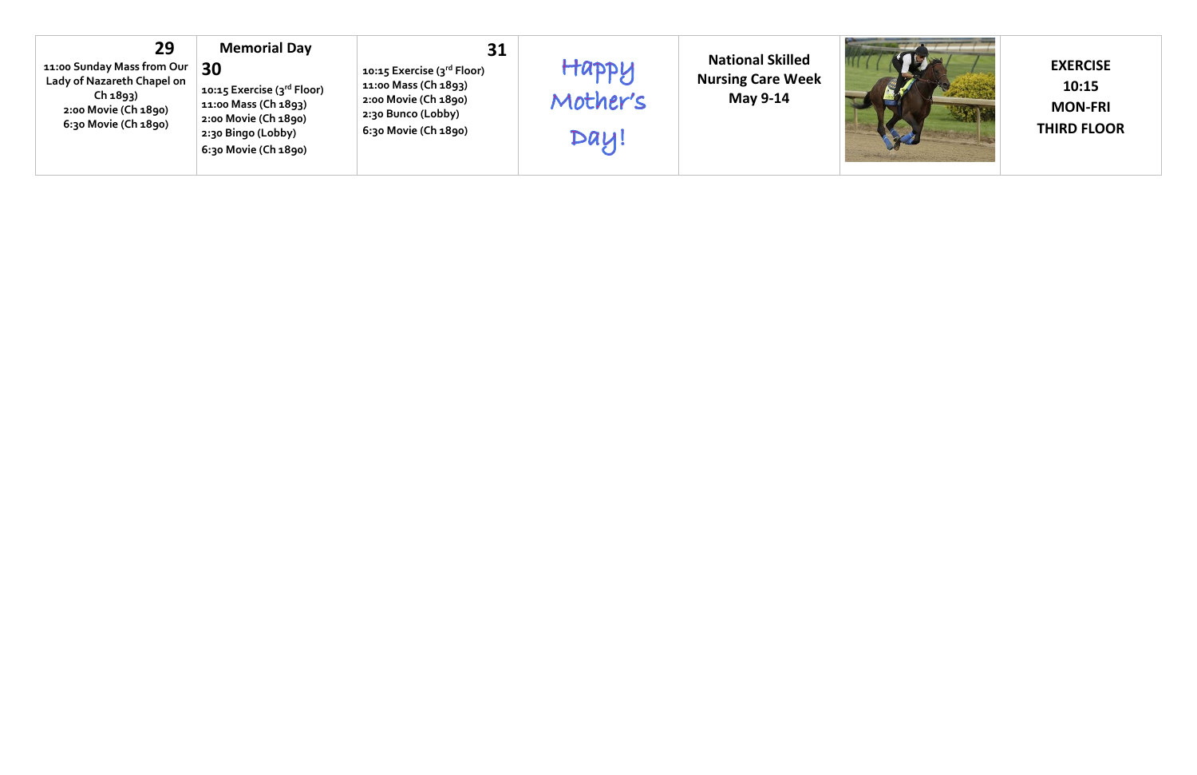| | | | | | | |
|---|---|---|---|---|---|---|
| **29**<br>**11:00 Sunday Mass from Our Lady of Nazareth Chapel on Ch 1893)**<br>**2:00 Movie (Ch 1890)**<br>**6:30 Movie (Ch 1890)** | **Memorial Day**<br>**30**<br>**10:15 Exercise (3rd Floor)**<br>**11:00 Mass (Ch 1893)**<br>**2:00 Movie (Ch 1890)**<br>**2:30 Bingo (Lobby)**<br>**6:30 Movie (Ch 1890)** | **31**<br>**10:15 Exercise (3rd Floor)**<br>**11:00 Mass (Ch 1893)**<br>**2:00 Movie (Ch 1890)**<br>**2:30 Bunco (Lobby)**<br>**6:30 Movie (Ch 1890)** | Happy Mother's Day! | **National Skilled Nursing Care Week May 9-14** | | **EXERCISE**<br>**10:15**<br>**MON-FRI**<br>**THIRD FLOOR** |